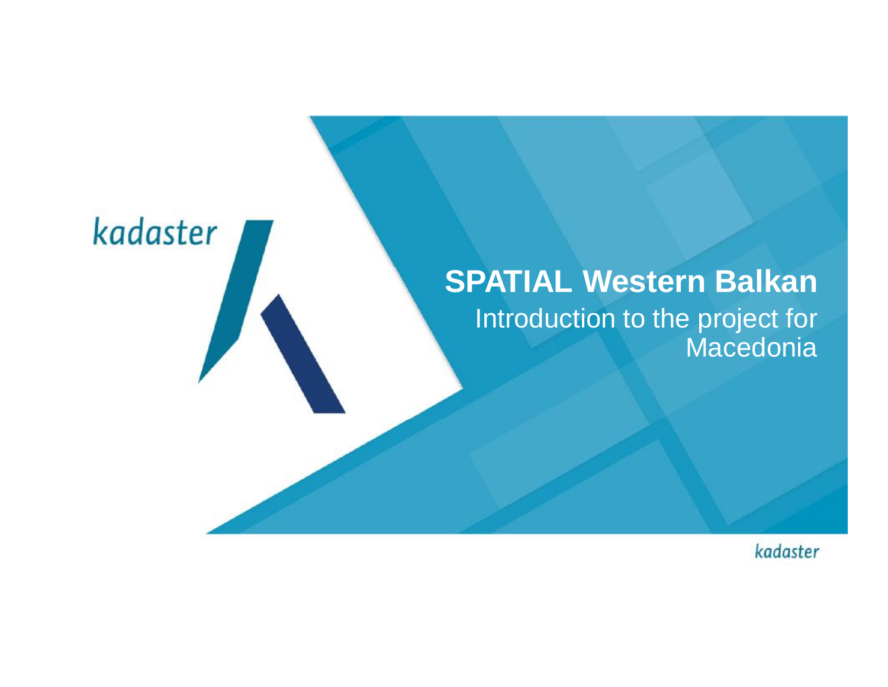kadaster

# SPATIAL Western Balkan

Introduction to the project for Macedonia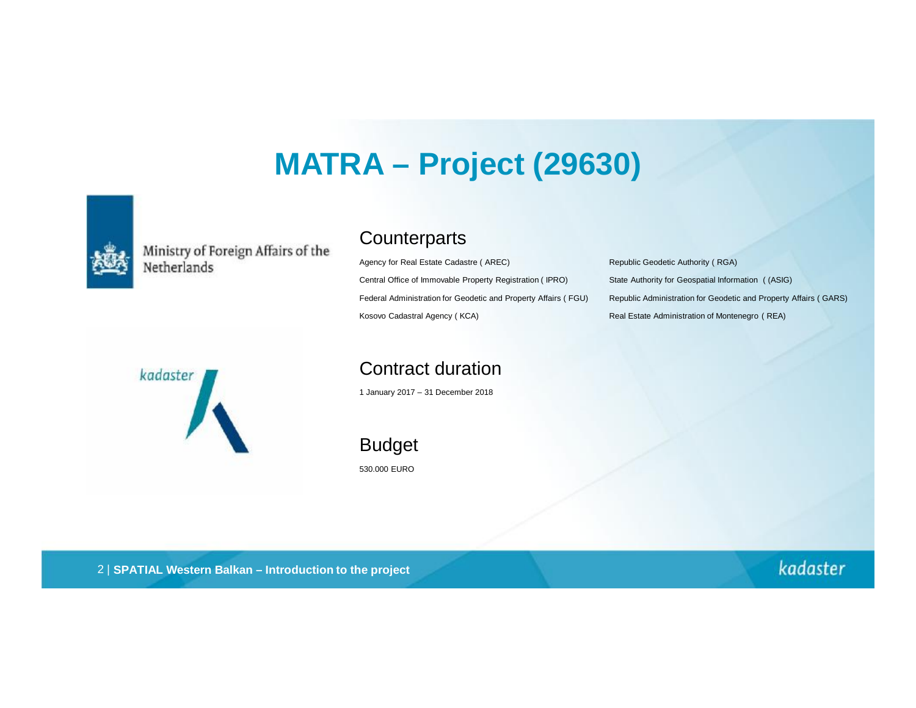# MATRA – Project (29630)

Ministry of Foreign Affairs of the Netherlands

kadaster

## Counterparts

Agency for Real Estate Cadastre ( AREC)

Central Office of Immovable Property Registration ( IPRO)

Federal Administration for Geodetic and Property Affairs ( FGU)

Kosovo Cadastral Agency ( KCA)

Republic Geodetic Authority ( RGA)

State Authority for Geospatial Information ( (ASIG)

Republic Administration for Geodetic and Property Affairs ( GARS)

Real Estate Administration of Montenegro ( REA)

## Contract duration

1 January 2017 – 31 December 2018

## Budget

530.000 EURO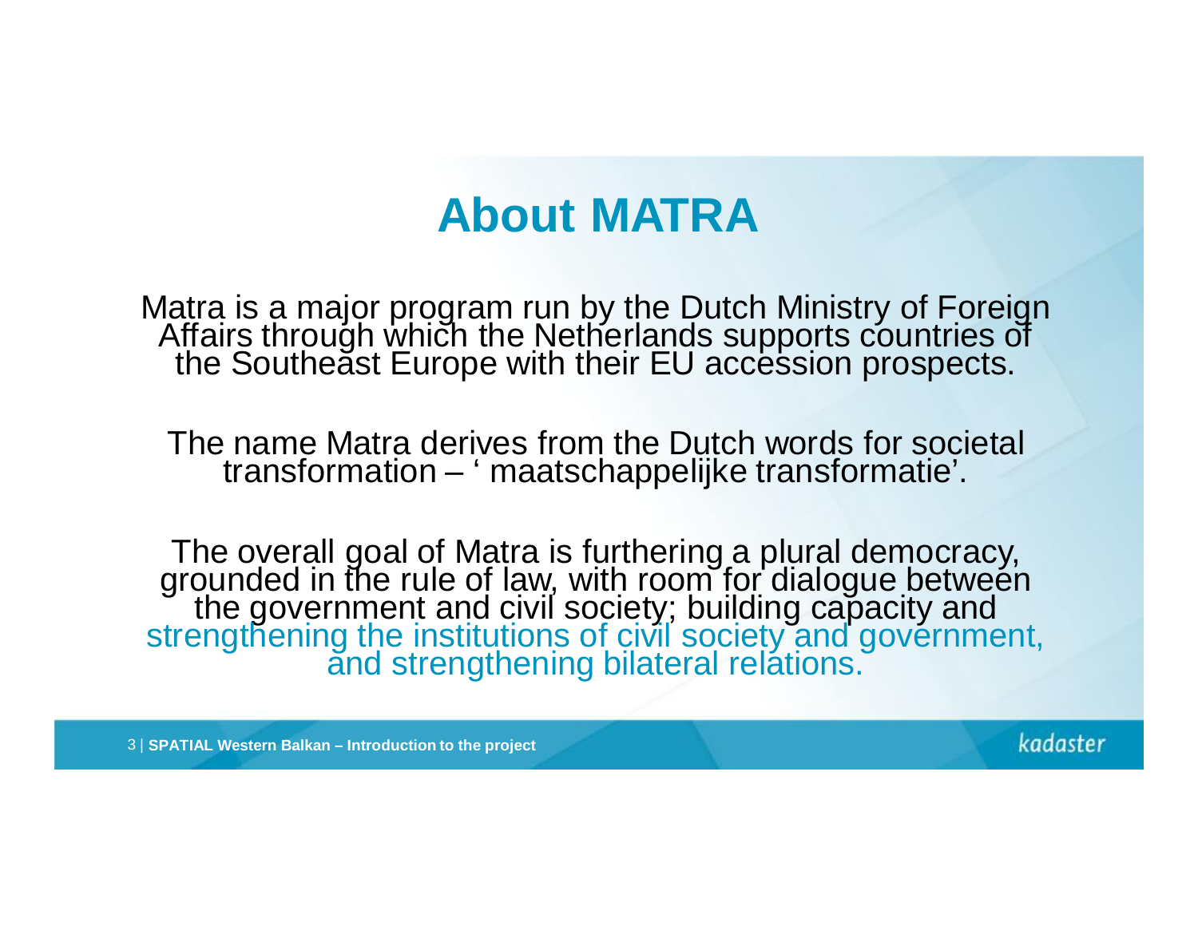# About MATRA

Matra is a major program run by the Dutch Ministry of Foreign Affairs through which the Netherlands supports countries of the Southeast Europe with their EU accession prospects.

The name Matra derives from the Dutch words for societal transformation – ' maatschappelijke transformatie'.

The overall goal of Matra is furthering a plural democracy, grounded in the rule of law, with room for dialogue between the government and civil society; building capacity and strengthening the institutions of civil society and government, and strengthening bilateral relations.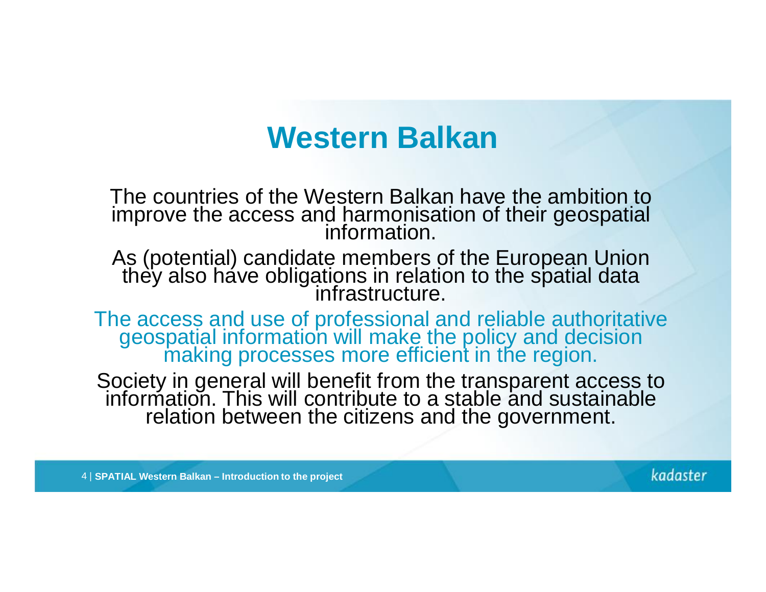# Western Balkan

The countries of the Western Balkan have the ambition to improve the access and harmonisation of their geospatial information.

As (potential) candidate members of the European Union they also have obligations in relation to the spatial data infrastructure.

The access and use of professional and reliable authoritative geospatial information will make the policy and decision making processes more efficient in the region.

Society in general will benefit from the transparent access to information. This will contribute to a stable and sustainable relation between the citizens and the government.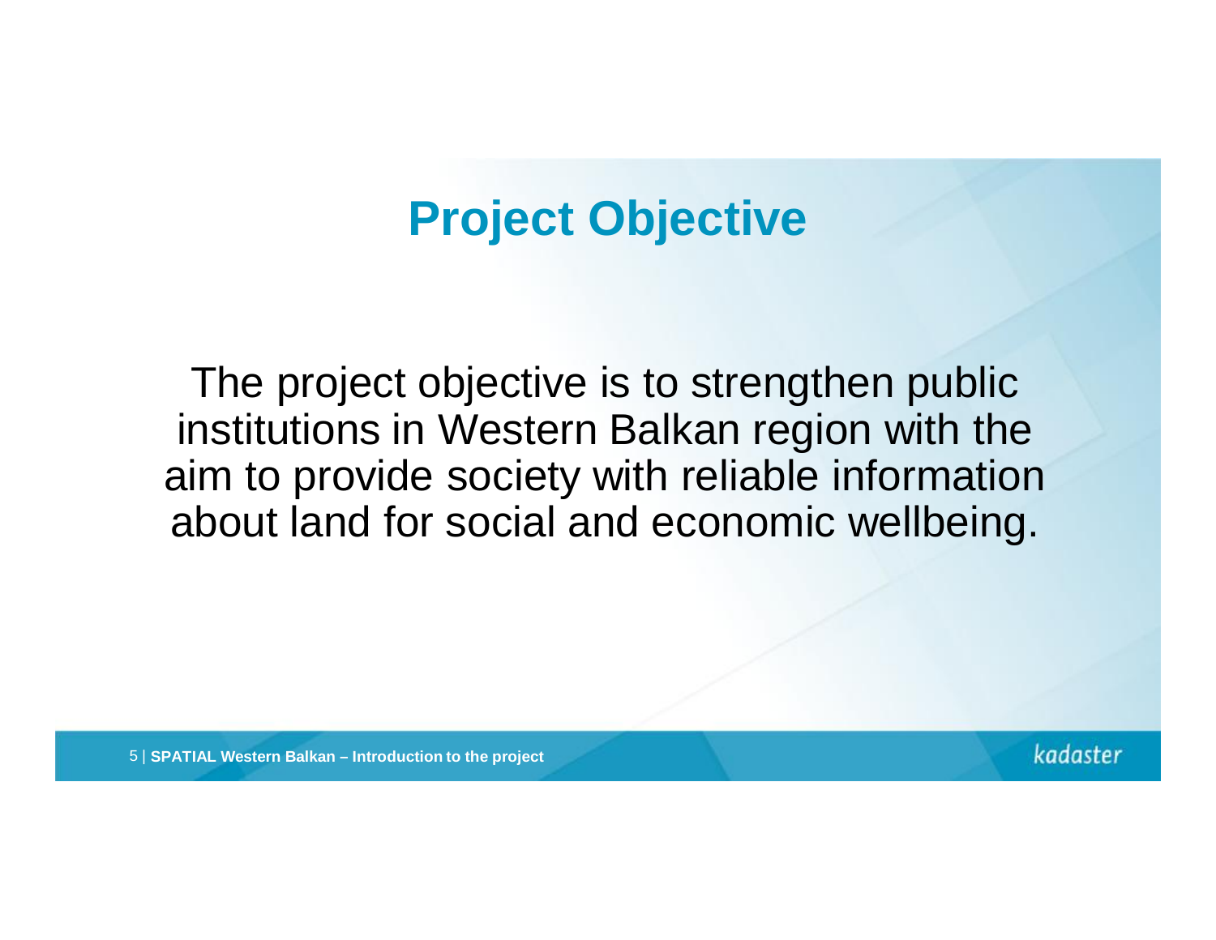# Project Objective

The project objective is to strengthen public institutions in Western Balkan region with the aim to provide society with reliable information about land for social and economic wellbeing.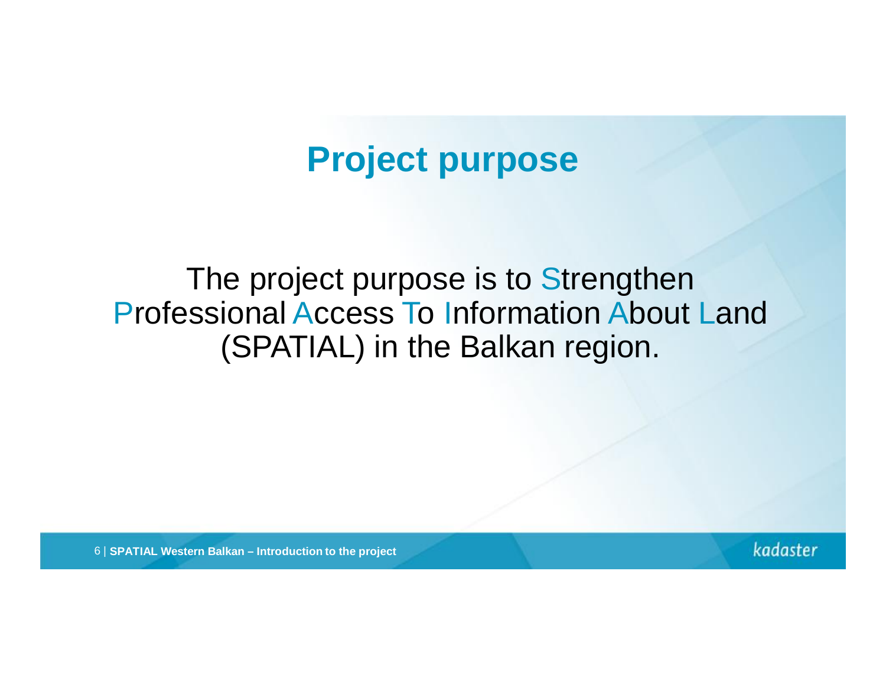# Project purpose

The project purpose is to Strengthen Professional Access To Information About Land (SPATIAL) in the Balkan region.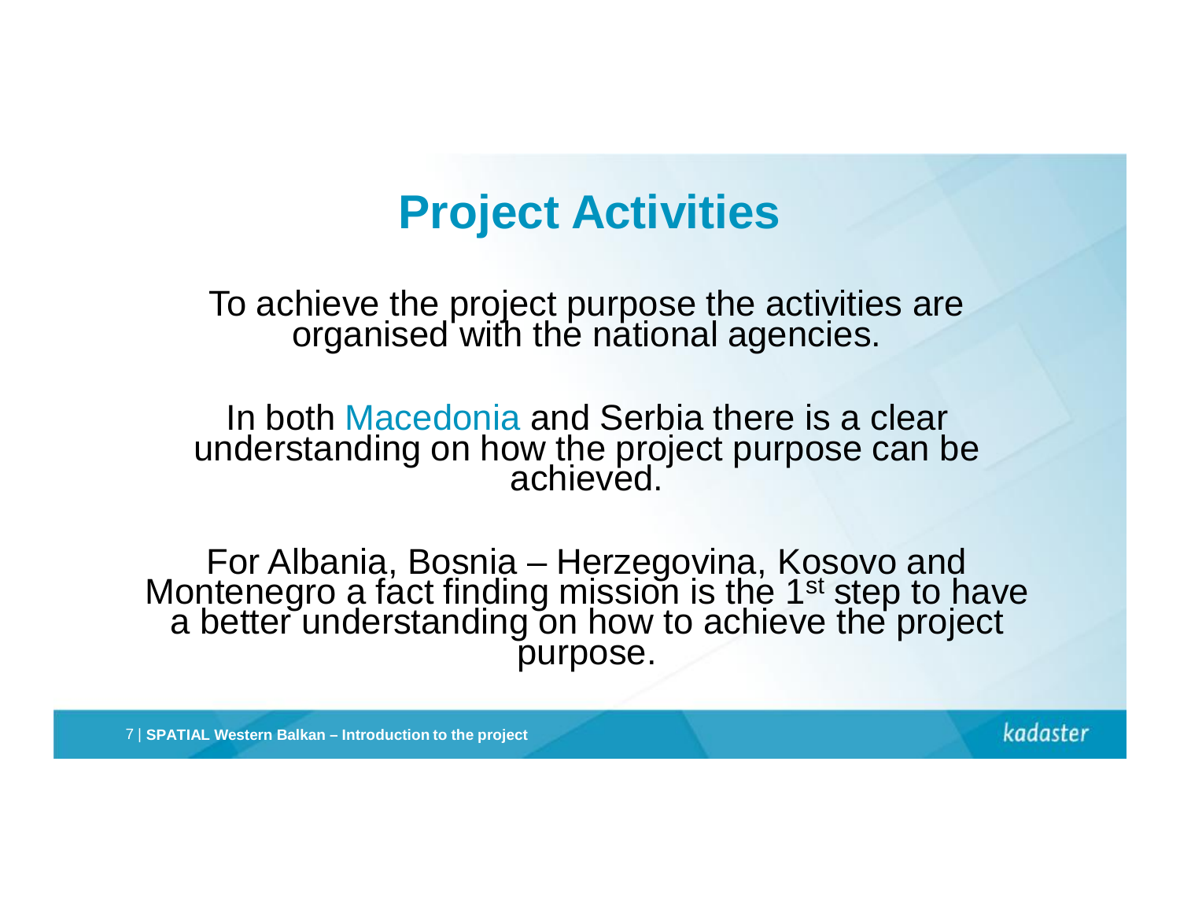# Project Activities

To achieve the project purpose the activities are organised with the national agencies.

In both Macedonia and Serbia there is a clear understanding on how the project purpose can be achieved.

For Albania, Bosnia – Herzegovina, Kosovo and Montenegro a fact finding mission is the 1st step to have a better understanding on how to achieve the project purpose.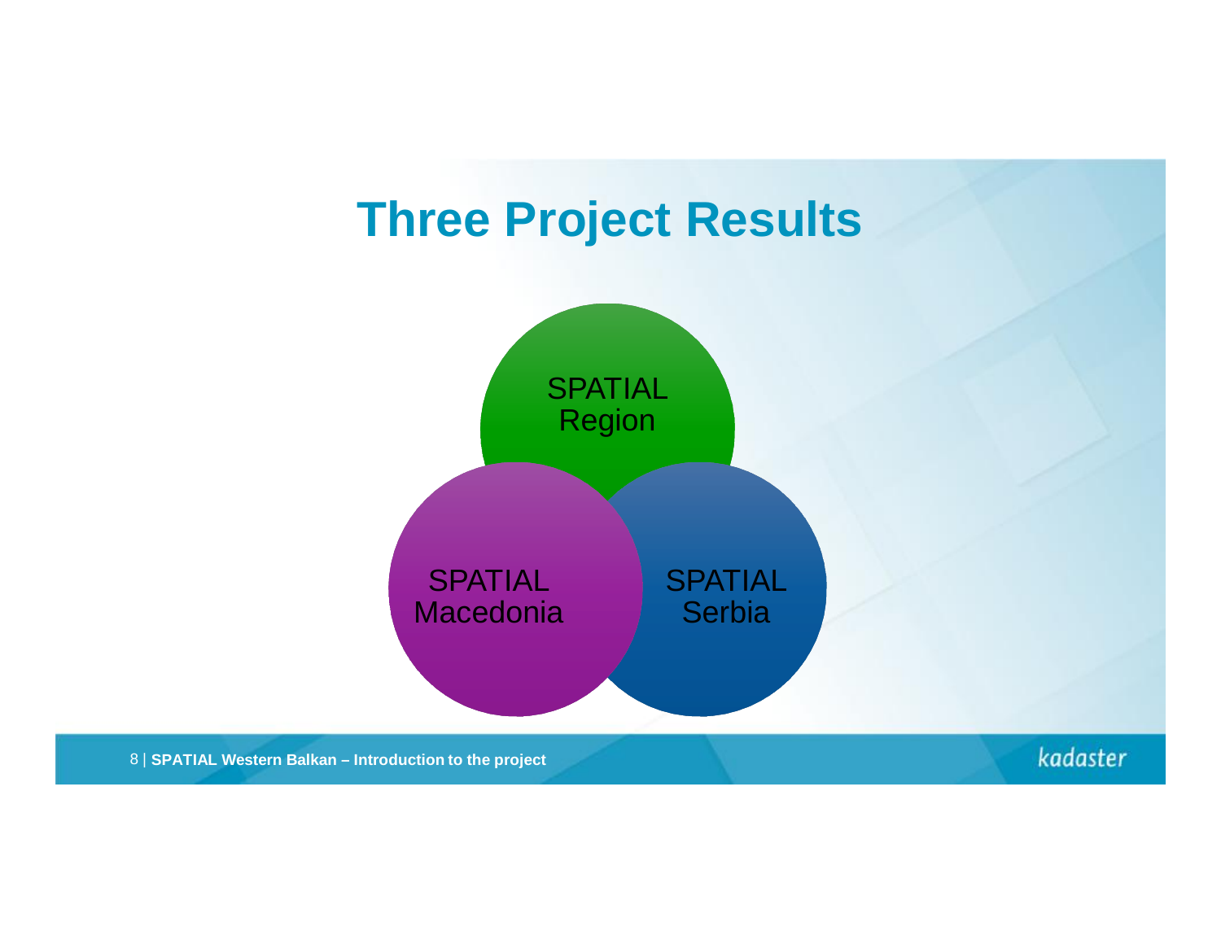# Three Project Results

SPATIAL Region

SPATIAL Macedonia

SPATIAL Serbia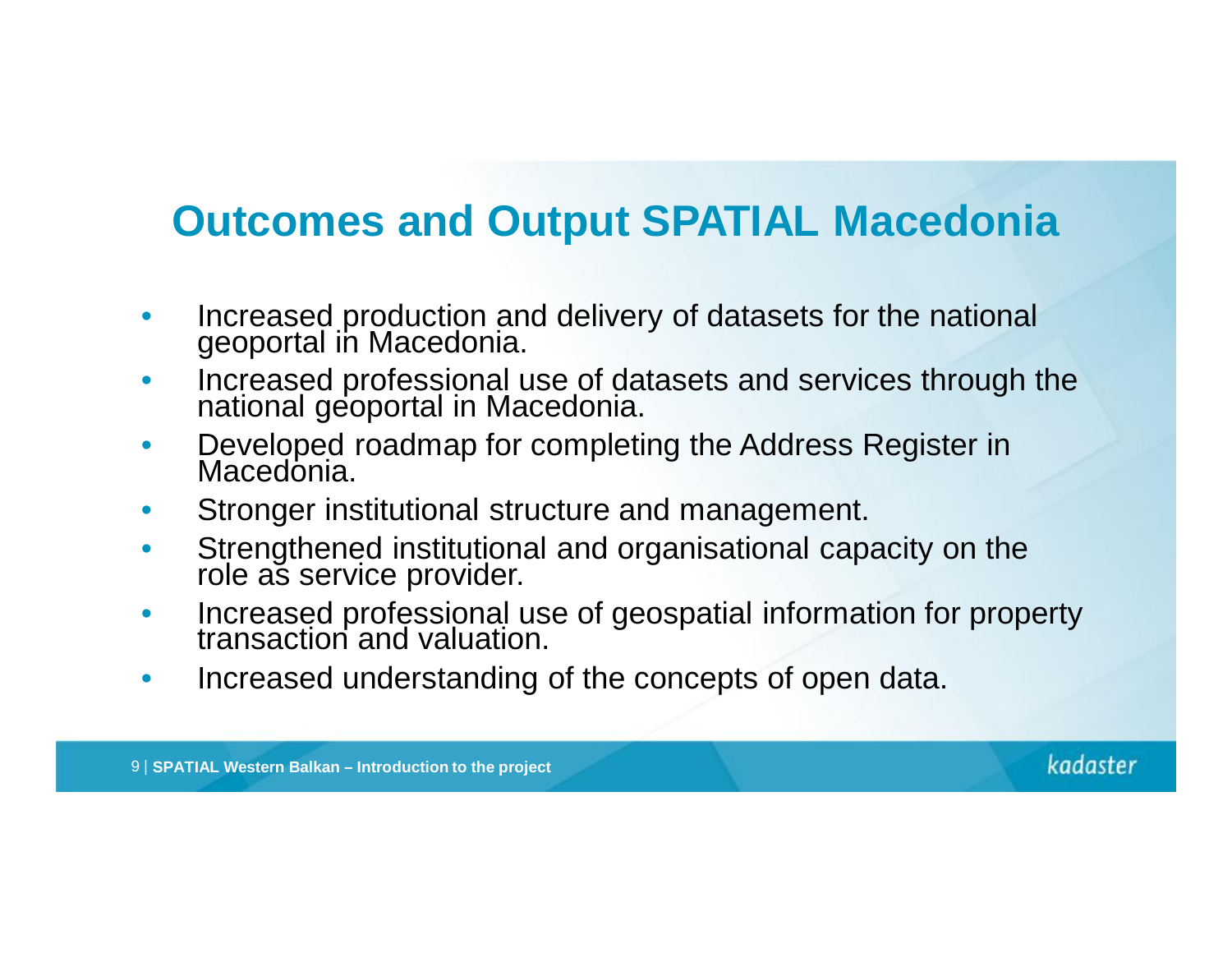# Outcomes and Output SPATIAL Macedonia

- Increased production and delivery of datasets for the national geoportal in Macedonia.
- Increased professional use of datasets and services through the national geoportal in Macedonia.
- Developed roadmap for completing the Address Register in Macedonia.
- Stronger institutional structure and management.
- Strengthened institutional and organisational capacity on the role as service provider.
- Increased professional use of geospatial information for property transaction and valuation.
- Increased understanding of the concepts of open data.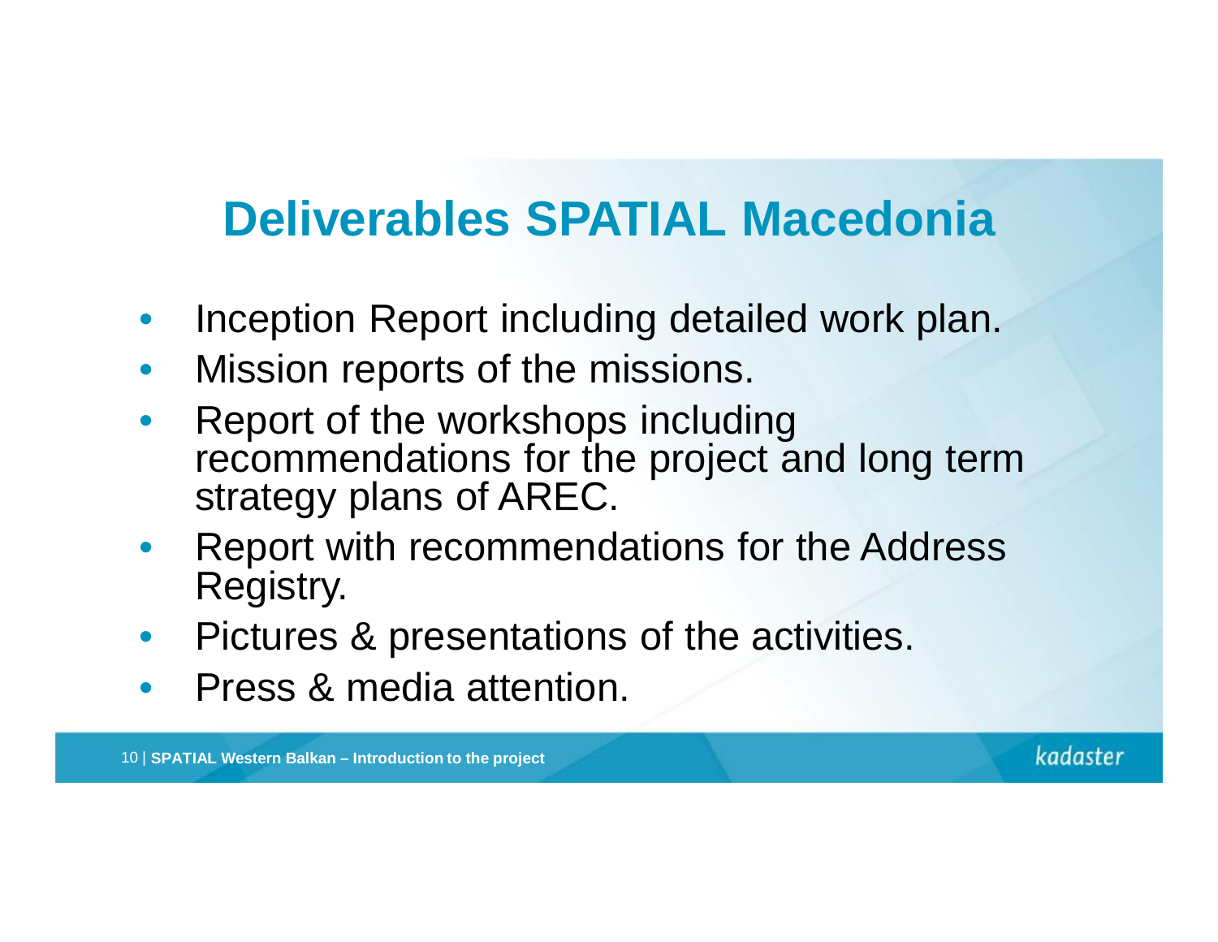# Deliverables SPATIAL Macedonia

- Inception Report including detailed work plan.
- Mission reports of the missions.
- Report of the workshops including recommendations for the project and long term strategy plans of AREC.
- Report with recommendations for the Address Registry.
- Pictures & presentations of the activities.
- Press & media attention.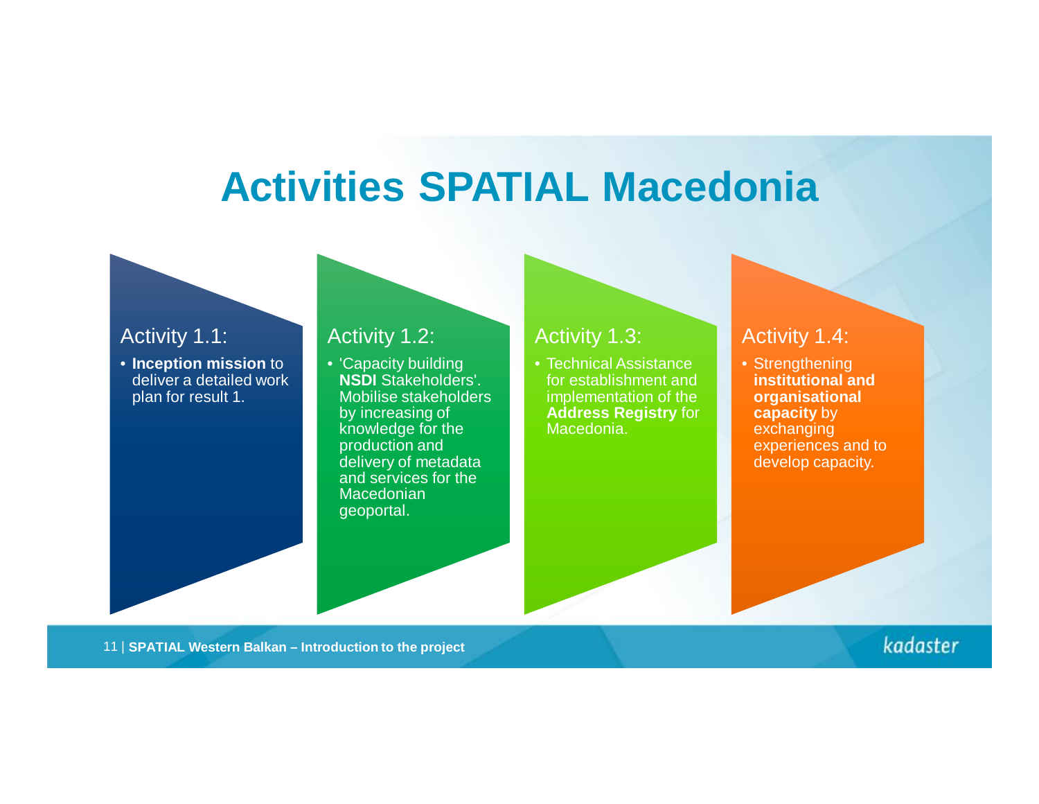# Activities SPATIAL Macedonia

### Activity 1.1:

- **Inception mission** to deliver a detailed work plan for result 1.

### Activity 1.2:

- 'Capacity building **NSDI** Stakeholders'. Mobilise stakeholders by increasing of knowledge for the production and delivery of metadata and services for the Macedonian geoportal.

### Activity 1.3:

- Technical Assistance for establishment and implementation of the **Address Registry** for Macedonia.

### Activity 1.4:

- Strengthening **institutional and organisational capacity** by exchanging experiences and to develop capacity.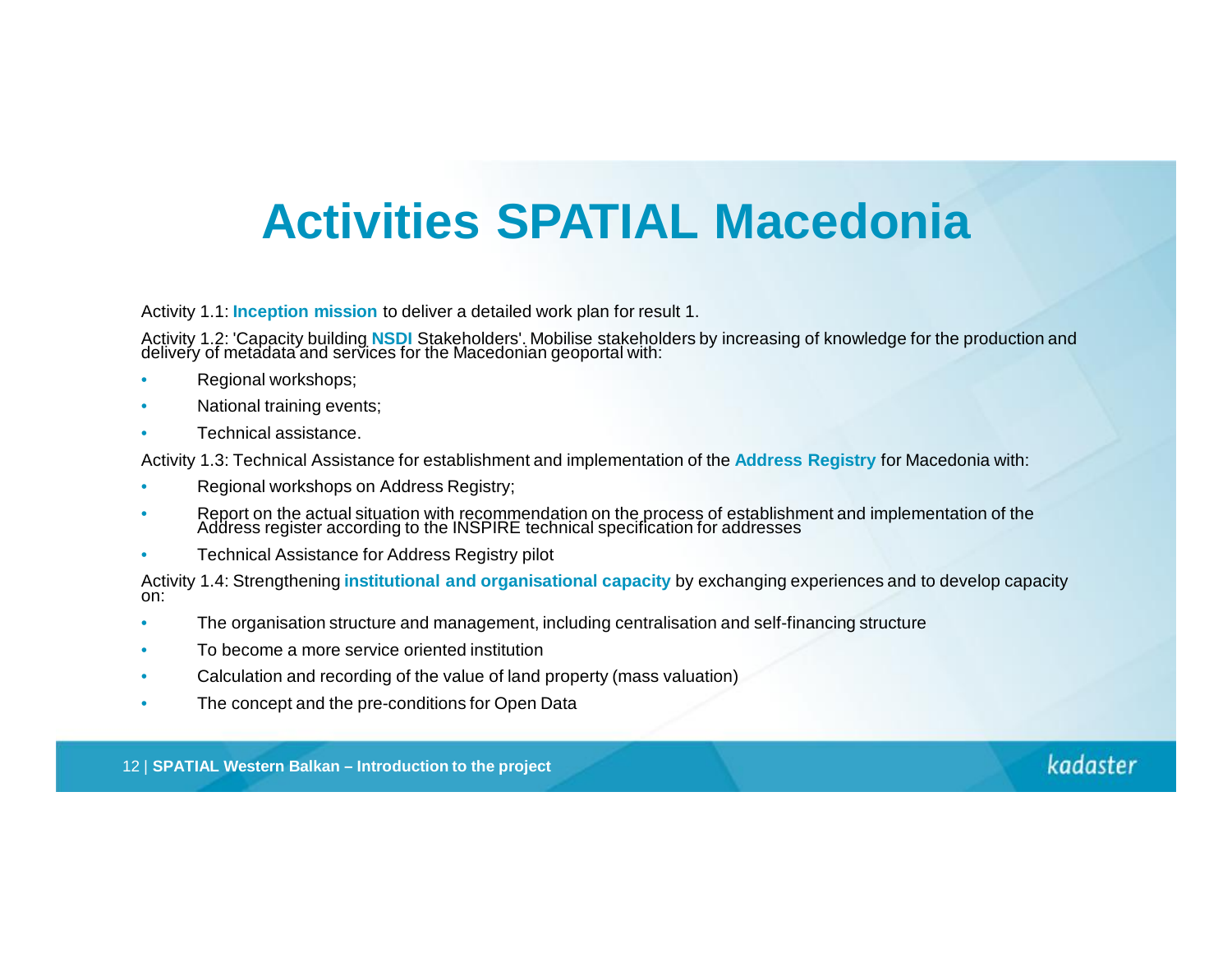# Activities SPATIAL Macedonia

Activity 1.1: **Inception mission** to deliver a detailed work plan for result 1.

Activity 1.2: 'Capacity building **NSDI** Stakeholders'. Mobilise stakeholders by increasing of knowledge for the production and delivery of metadata and services for the Macedonian geoportal with:

- Regional workshops;
- National training events;
- Technical assistance.

Activity 1.3: Technical Assistance for establishment and implementation of the **Address Registry** for Macedonia with:

- Regional workshops on Address Registry;
- Report on the actual situation with recommendation on the process of establishment and implementation of the Address register according to the INSPIRE technical specification for addresses
- Technical Assistance for Address Registry pilot

Activity 1.4: Strengthening **institutional and organisational capacity** by exchanging experiences and to develop capacity on:

- The organisation structure and management, including centralisation and self-financing structure
- To become a more service oriented institution
- Calculation and recording of the value of land property (mass valuation)
- The concept and the pre-conditions for Open Data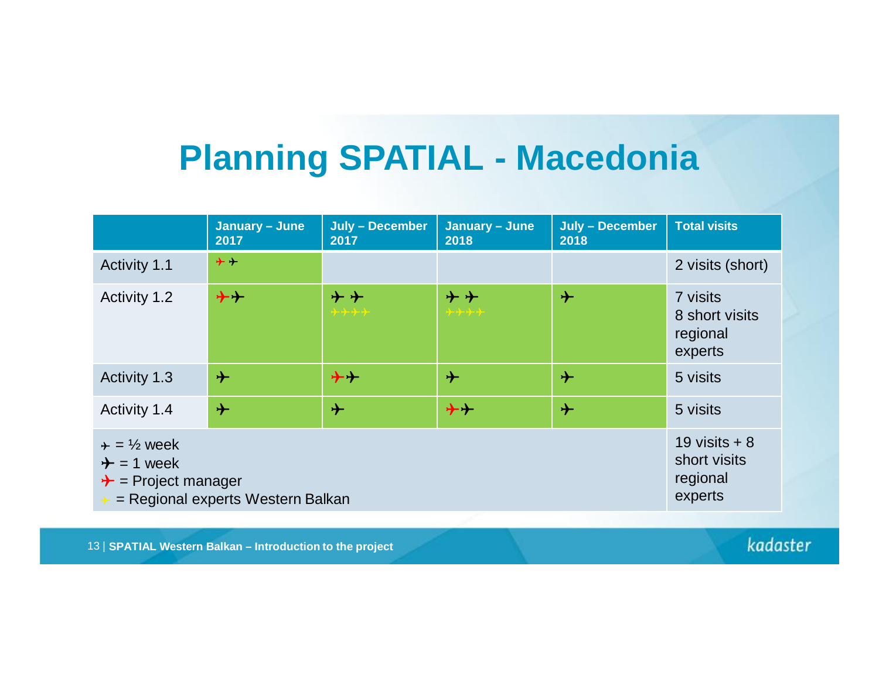# Planning SPATIAL - Macedonia

| | January – June 2017 | July – December 2017 | January – June 2018 | July – December 2018 | Total visits |
|---|---|---|---|---|---|
| Activity 1.1 | ✈ (red, ½ week) ✈ (½ week) | | | | 2 visits (short) |
| Activity 1.2 | ✈ (red) ✈ | ✈ ✈ ✈✈✈✈ (yellow, ½ week) | ✈ ✈ ✈✈✈✈ (yellow, ½ week) | ✈ | 7 visits 8 short visits regional experts |
| Activity 1.3 | ✈ | ✈ (red) ✈ | ✈ | ✈ | 5 visits |
| Activity 1.4 | ✈ | ✈ | ✈ (red) ✈ | ✈ | 5 visits |
| ✈ (small) = ½ week<br>✈ = 1 week<br>✈ (red) = Project manager<br>✈ (yellow) = Regional experts Western Balkan | | | | | 19 visits + 8 short visits regional experts |

**SPATIAL Western Balkan – Introduction to the project**

kadaster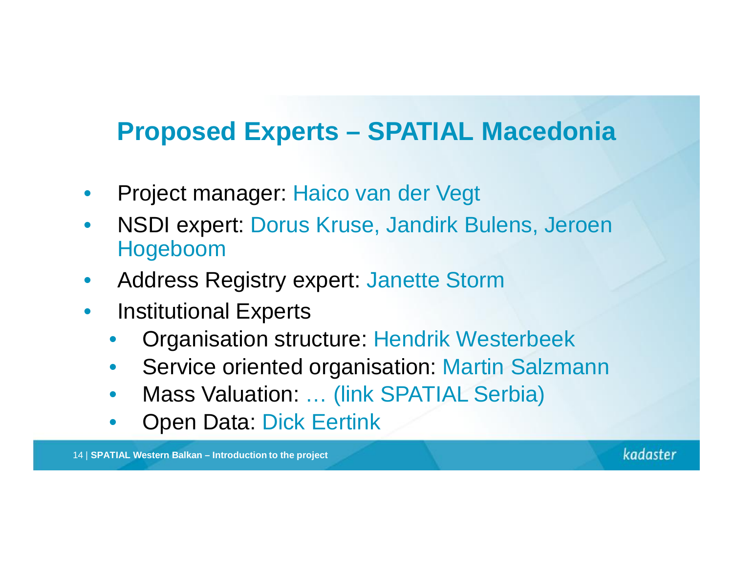# Proposed Experts – SPATIAL Macedonia

- Project manager: Haico van der Vegt
- NSDI expert: Dorus Kruse, Jandirk Bulens, Jeroen Hogeboom
- Address Registry expert: Janette Storm
- Institutional Experts
  - Organisation structure: Hendrik Westerbeek
  - Service oriented organisation: Martin Salzmann
  - Mass Valuation: … (link SPATIAL Serbia)
  - Open Data: Dick Eertink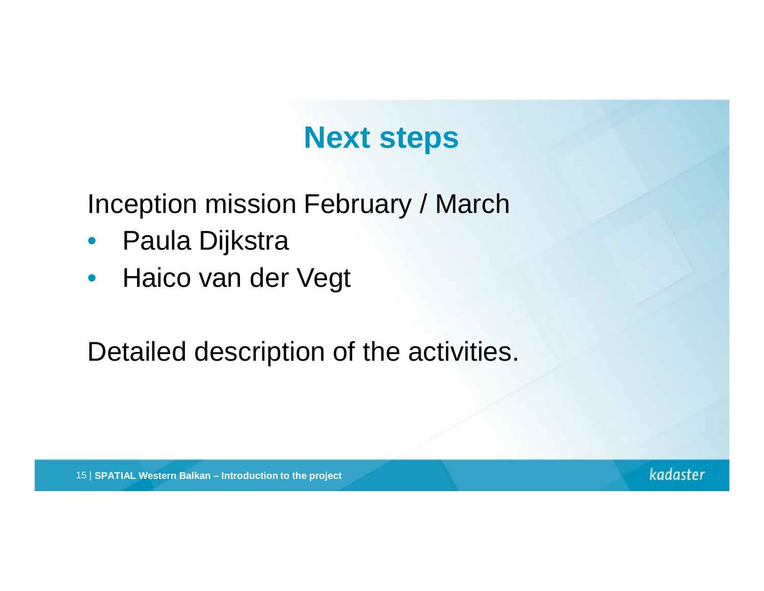# Next steps

Inception mission February / March

- Paula Dijkstra
- Haico van der Vegt

Detailed description of the activities.